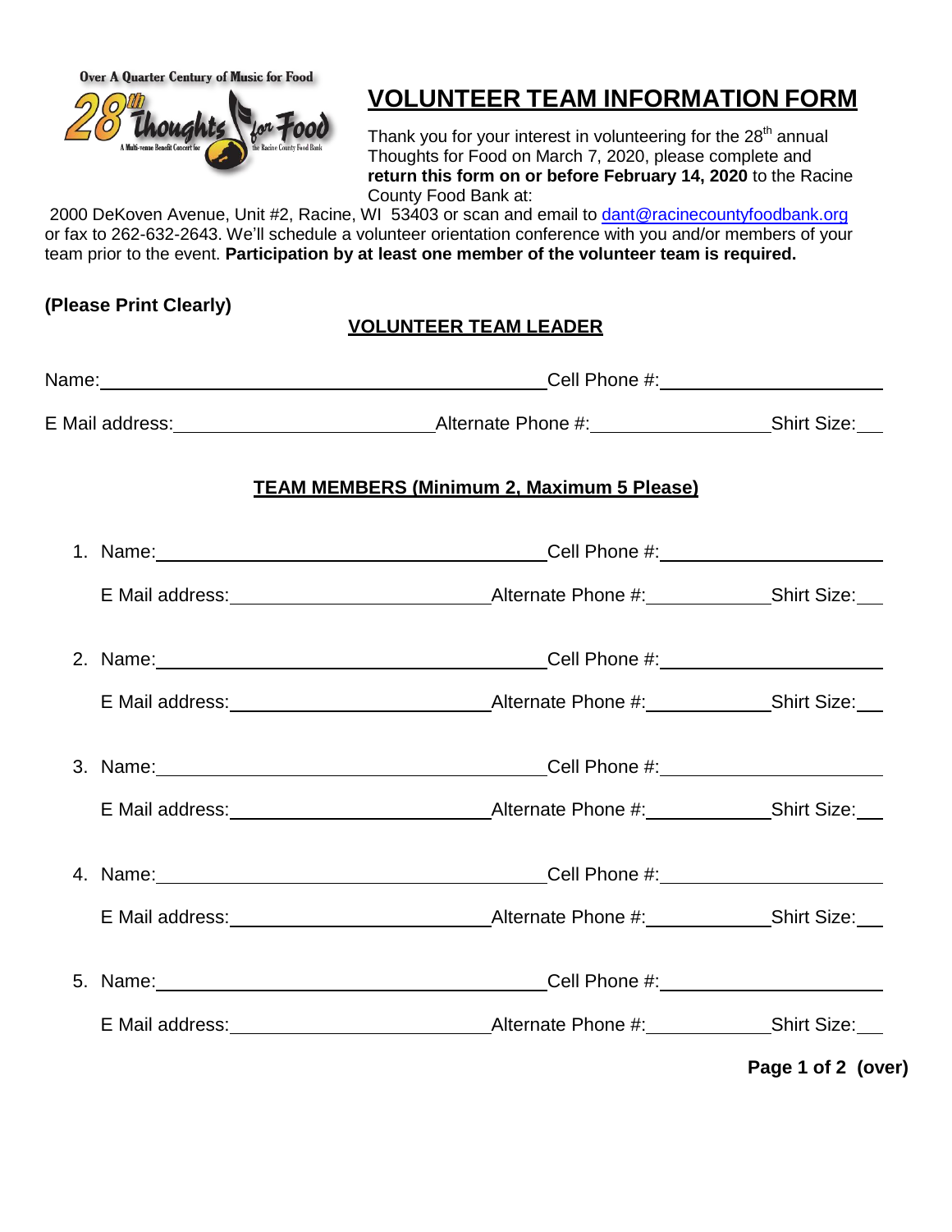Over A Quarter Century of Music for Food

28th Thoughts for Food

A Multi-venue Benefit Concert for the Racine County Food Bank

# VOLUNTEER TEAM INFORMATION FORM

Thank you for your interest in volunteering for the 28th annual Thoughts for Food on March 7, 2020, please complete and **return this form on or before February 14, 2020** to the Racine County Food Bank at:
2000 DeKoven Avenue, Unit #2, Racine, WI 53403 or scan and email to dant@racinecountyfoodbank.org or fax to 262-632-2643. We'll schedule a volunteer orientation conference with you and/or members of your team prior to the event. **Participation by at least one member of the volunteer team is required.**

**(Please Print Clearly)**

## VOLUNTEER TEAM LEADER

Name: ______________________________ Cell Phone #: ____________________

E Mail address: ____________________ Alternate Phone #: ______________ Shirt Size: ___

## TEAM MEMBERS (Minimum 2, Maximum 5 Please)

1. Name: ______________________________ Cell Phone #: ____________________

   E Mail address: ____________________ Alternate Phone #: ______________ Shirt Size: ___

2. Name: ______________________________ Cell Phone #: ____________________

   E Mail address: ____________________ Alternate Phone #: ______________ Shirt Size: ___

3. Name: ______________________________ Cell Phone #: ____________________

   E Mail address: ____________________ Alternate Phone #: ______________ Shirt Size: ___

4. Name: ______________________________ Cell Phone #: ____________________

   E Mail address: ____________________ Alternate Phone #: ______________ Shirt Size: ___

5. Name: ______________________________ Cell Phone #: ____________________

   E Mail address: ____________________ Alternate Phone #: ______________ Shirt Size: ___

**(over)**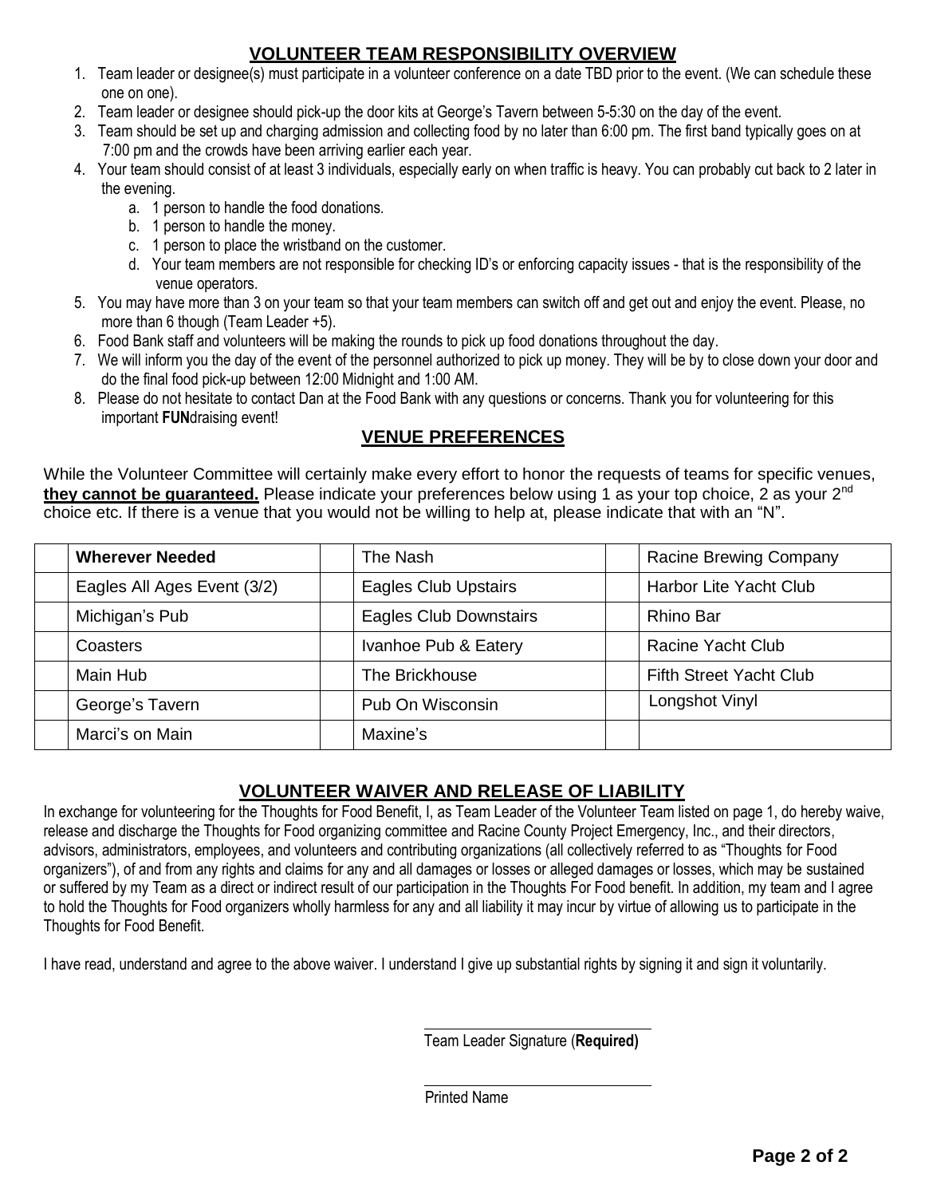## VOLUNTEER TEAM RESPONSIBILITY OVERVIEW

1. Team leader or designee(s) must participate in a volunteer conference on a date TBD prior to the event. (We can schedule these one on one).
2. Team leader or designee should pick-up the door kits at George's Tavern between 5-5:30 on the day of the event.
3. Team should be set up and charging admission and collecting food by no later than 6:00 pm. The first band typically goes on at 7:00 pm and the crowds have been arriving earlier each year.
4. Your team should consist of at least 3 individuals, especially early on when traffic is heavy. You can probably cut back to 2 later in the evening.
   a. 1 person to handle the food donations.
   b. 1 person to handle the money.
   c. 1 person to place the wristband on the customer.
   d. Your team members are not responsible for checking ID's or enforcing capacity issues - that is the responsibility of the venue operators.
5. You may have more than 3 on your team so that your team members can switch off and get out and enjoy the event. Please, no more than 6 though (Team Leader +5).
6. Food Bank staff and volunteers will be making the rounds to pick up food donations throughout the day.
7. We will inform you the day of the event of the personnel authorized to pick up money. They will be by to close down your door and do the final food pick-up between 12:00 Midnight and 1:00 AM.
8. Please do not hesitate to contact Dan at the Food Bank with any questions or concerns. Thank you for volunteering for this important **FUN**draising event!

## VENUE PREFERENCES

While the Volunteer Committee will certainly make every effort to honor the requests of teams for specific venues, **they cannot be guaranteed.** Please indicate your preferences below using 1 as your top choice, 2 as your 2nd choice etc. If there is a venue that you would not be willing to help at, please indicate that with an "N".

| | | | | | |
|---|---|---|---|---|---|
| | **Wherever Needed** | | The Nash | | Racine Brewing Company |
| | Eagles All Ages Event (3/2) | | Eagles Club Upstairs | | Harbor Lite Yacht Club |
| | Michigan's Pub | | Eagles Club Downstairs | | Rhino Bar |
| | Coasters | | Ivanhoe Pub & Eatery | | Racine Yacht Club |
| | Main Hub | | The Brickhouse | | Fifth Street Yacht Club |
| | George's Tavern | | Pub On Wisconsin | | Longshot Vinyl |
| | Marci's on Main | | Maxine's | | |

## VOLUNTEER WAIVER AND RELEASE OF LIABILITY

In exchange for volunteering for the Thoughts for Food Benefit, I, as Team Leader of the Volunteer Team listed on page 1, do hereby waive, release and discharge the Thoughts for Food organizing committee and Racine County Project Emergency, Inc., and their directors, advisors, administrators, employees, and volunteers and contributing organizations (all collectively referred to as "Thoughts for Food organizers"), of and from any rights and claims for any and all damages or losses or alleged damages or losses, which may be sustained or suffered by my Team as a direct or indirect result of our participation in the Thoughts For Food benefit. In addition, my team and I agree to hold the Thoughts for Food organizers wholly harmless for any and all liability it may incur by virtue of allowing us to participate in the Thoughts for Food Benefit.

I have read, understand and agree to the above waiver. I understand I give up substantial rights by signing it and sign it voluntarily.

Team Leader Signature (**Required)**

Printed Name